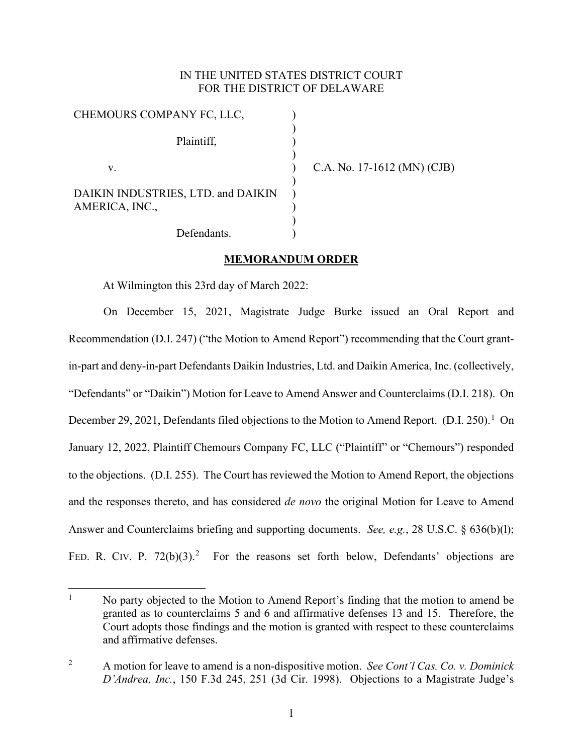IN THE UNITED STATES DISTRICT COURT
FOR THE DISTRICT OF DELAWARE

| | | |
|---|---|---|
| CHEMOURS COMPANY FC, LLC, | ) | |
| | ) | |
| Plaintiff, | ) | |
| | ) | |
| v. | ) | C.A. No. 17-1612 (MN) (CJB) |
| | ) | |
| DAIKIN INDUSTRIES, LTD. and DAIKIN AMERICA, INC., | ) | |
| | ) | |
| Defendants. | ) | |

## MEMORANDUM ORDER

At Wilmington this 23rd day of March 2022:

On December 15, 2021, Magistrate Judge Burke issued an Oral Report and Recommendation (D.I. 247) ("the Motion to Amend Report") recommending that the Court grant-in-part and deny-in-part Defendants Daikin Industries, Ltd. and Daikin America, Inc. (collectively, "Defendants" or "Daikin") Motion for Leave to Amend Answer and Counterclaims (D.I. 218). On December 29, 2021, Defendants filed objections to the Motion to Amend Report. (D.I. 250).[1] On January 12, 2022, Plaintiff Chemours Company FC, LLC ("Plaintiff" or "Chemours") responded to the objections. (D.I. 255). The Court has reviewed the Motion to Amend Report, the objections and the responses thereto, and has considered *de novo* the original Motion for Leave to Amend Answer and Counterclaims briefing and supporting documents. *See, e.g.*, 28 U.S.C. § 636(b)(l); FED. R. CIV. P. 72(b)(3).[2] For the reasons set forth below, Defendants' objections are

[1] No party objected to the Motion to Amend Report's finding that the motion to amend be granted as to counterclaims 5 and 6 and affirmative defenses 13 and 15. Therefore, the Court adopts those findings and the motion is granted with respect to these counterclaims and affirmative defenses.

[2] A motion for leave to amend is a non-dispositive motion. *See Cont'l Cas. Co. v. Dominick D'Andrea, Inc.*, 150 F.3d 245, 251 (3d Cir. 1998). Objections to a Magistrate Judge's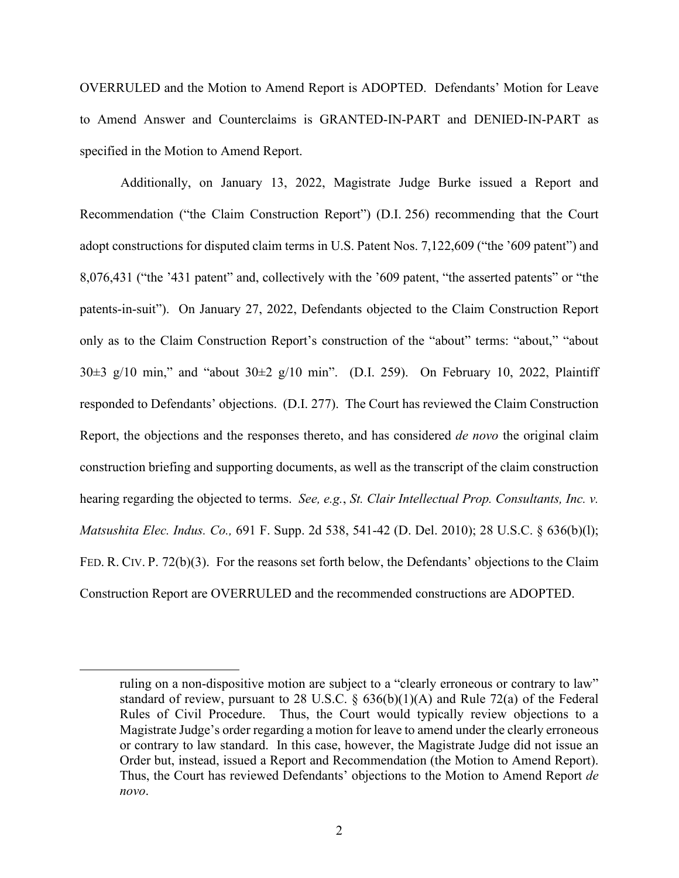OVERRULED and the Motion to Amend Report is ADOPTED. Defendants' Motion for Leave to Amend Answer and Counterclaims is GRANTED-IN-PART and DENIED-IN-PART as specified in the Motion to Amend Report.

Additionally, on January 13, 2022, Magistrate Judge Burke issued a Report and Recommendation ("the Claim Construction Report") (D.I. 256) recommending that the Court adopt constructions for disputed claim terms in U.S. Patent Nos. 7,122,609 ("the '609 patent") and 8,076,431 ("the '431 patent" and, collectively with the '609 patent, "the asserted patents" or "the patents-in-suit"). On January 27, 2022, Defendants objected to the Claim Construction Report only as to the Claim Construction Report's construction of the "about" terms: "about," "about 30±3 g/10 min," and "about 30±2 g/10 min". (D.I. 259). On February 10, 2022, Plaintiff responded to Defendants' objections. (D.I. 277). The Court has reviewed the Claim Construction Report, the objections and the responses thereto, and has considered *de novo* the original claim construction briefing and supporting documents, as well as the transcript of the claim construction hearing regarding the objected to terms. *See, e.g.*, *St. Clair Intellectual Prop. Consultants, Inc. v. Matsushita Elec. Indus. Co.,* 691 F. Supp. 2d 538, 541-42 (D. Del. 2010); 28 U.S.C. § 636(b)(l); FED. R. CIV. P. 72(b)(3). For the reasons set forth below, the Defendants' objections to the Claim Construction Report are OVERRULED and the recommended constructions are ADOPTED.

---

ruling on a non-dispositive motion are subject to a "clearly erroneous or contrary to law" standard of review, pursuant to 28 U.S.C. § 636(b)(1)(A) and Rule 72(a) of the Federal Rules of Civil Procedure. Thus, the Court would typically review objections to a Magistrate Judge's order regarding a motion for leave to amend under the clearly erroneous or contrary to law standard. In this case, however, the Magistrate Judge did not issue an Order but, instead, issued a Report and Recommendation (the Motion to Amend Report). Thus, the Court has reviewed Defendants' objections to the Motion to Amend Report *de novo*.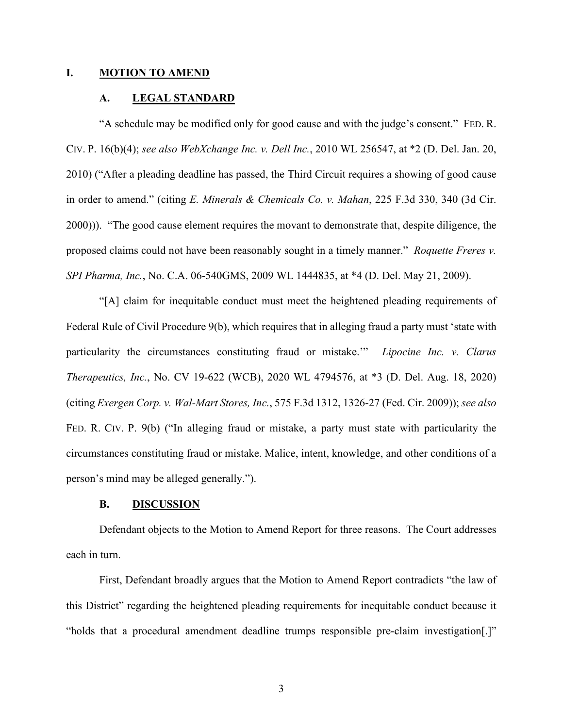## I. MOTION TO AMEND

### A. LEGAL STANDARD

"A schedule may be modified only for good cause and with the judge's consent." FED. R. CIV. P. 16(b)(4); *see also WebXchange Inc. v. Dell Inc.*, 2010 WL 256547, at *2 (D. Del. Jan. 20, 2010) ("After a pleading deadline has passed, the Third Circuit requires a showing of good cause in order to amend." (citing *E. Minerals & Chemicals Co. v. Mahan*, 225 F.3d 330, 340 (3d Cir. 2000))). "The good cause element requires the movant to demonstrate that, despite diligence, the proposed claims could not have been reasonably sought in a timely manner." *Roquette Freres v. SPI Pharma, Inc.*, No. C.A. 06-540GMS, 2009 WL 1444835, at *4 (D. Del. May 21, 2009).

"[A] claim for inequitable conduct must meet the heightened pleading requirements of Federal Rule of Civil Procedure 9(b), which requires that in alleging fraud a party must 'state with particularity the circumstances constituting fraud or mistake.'" *Lipocine Inc. v. Clarus Therapeutics, Inc.*, No. CV 19-622 (WCB), 2020 WL 4794576, at *3 (D. Del. Aug. 18, 2020) (citing *Exergen Corp. v. Wal-Mart Stores, Inc.*, 575 F.3d 1312, 1326-27 (Fed. Cir. 2009)); *see also* FED. R. CIV. P. 9(b) ("In alleging fraud or mistake, a party must state with particularity the circumstances constituting fraud or mistake. Malice, intent, knowledge, and other conditions of a person's mind may be alleged generally.").

### B. DISCUSSION

Defendant objects to the Motion to Amend Report for three reasons. The Court addresses each in turn.

First, Defendant broadly argues that the Motion to Amend Report contradicts "the law of this District" regarding the heightened pleading requirements for inequitable conduct because it "holds that a procedural amendment deadline trumps responsible pre-claim investigation[.]"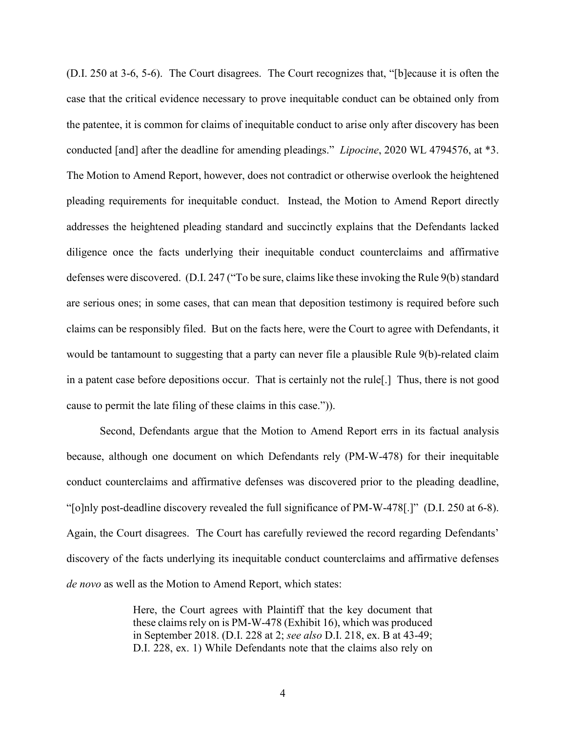(D.I. 250 at 3-6, 5-6). The Court disagrees. The Court recognizes that, "[b]ecause it is often the case that the critical evidence necessary to prove inequitable conduct can be obtained only from the patentee, it is common for claims of inequitable conduct to arise only after discovery has been conducted [and] after the deadline for amending pleadings." *Lipocine*, 2020 WL 4794576, at *3. The Motion to Amend Report, however, does not contradict or otherwise overlook the heightened pleading requirements for inequitable conduct. Instead, the Motion to Amend Report directly addresses the heightened pleading standard and succinctly explains that the Defendants lacked diligence once the facts underlying their inequitable conduct counterclaims and affirmative defenses were discovered. (D.I. 247 ("To be sure, claims like these invoking the Rule 9(b) standard are serious ones; in some cases, that can mean that deposition testimony is required before such claims can be responsibly filed. But on the facts here, were the Court to agree with Defendants, it would be tantamount to suggesting that a party can never file a plausible Rule 9(b)-related claim in a patent case before depositions occur. That is certainly not the rule[.] Thus, there is not good cause to permit the late filing of these claims in this case.")).

Second, Defendants argue that the Motion to Amend Report errs in its factual analysis because, although one document on which Defendants rely (PM-W-478) for their inequitable conduct counterclaims and affirmative defenses was discovered prior to the pleading deadline, "[o]nly post-deadline discovery revealed the full significance of PM-W-478[.]" (D.I. 250 at 6-8). Again, the Court disagrees. The Court has carefully reviewed the record regarding Defendants' discovery of the facts underlying its inequitable conduct counterclaims and affirmative defenses *de novo* as well as the Motion to Amend Report, which states:

> Here, the Court agrees with Plaintiff that the key document that these claims rely on is PM-W-478 (Exhibit 16), which was produced in September 2018. (D.I. 228 at 2; *see also* D.I. 218, ex. B at 43-49; D.I. 228, ex. 1) While Defendants note that the claims also rely on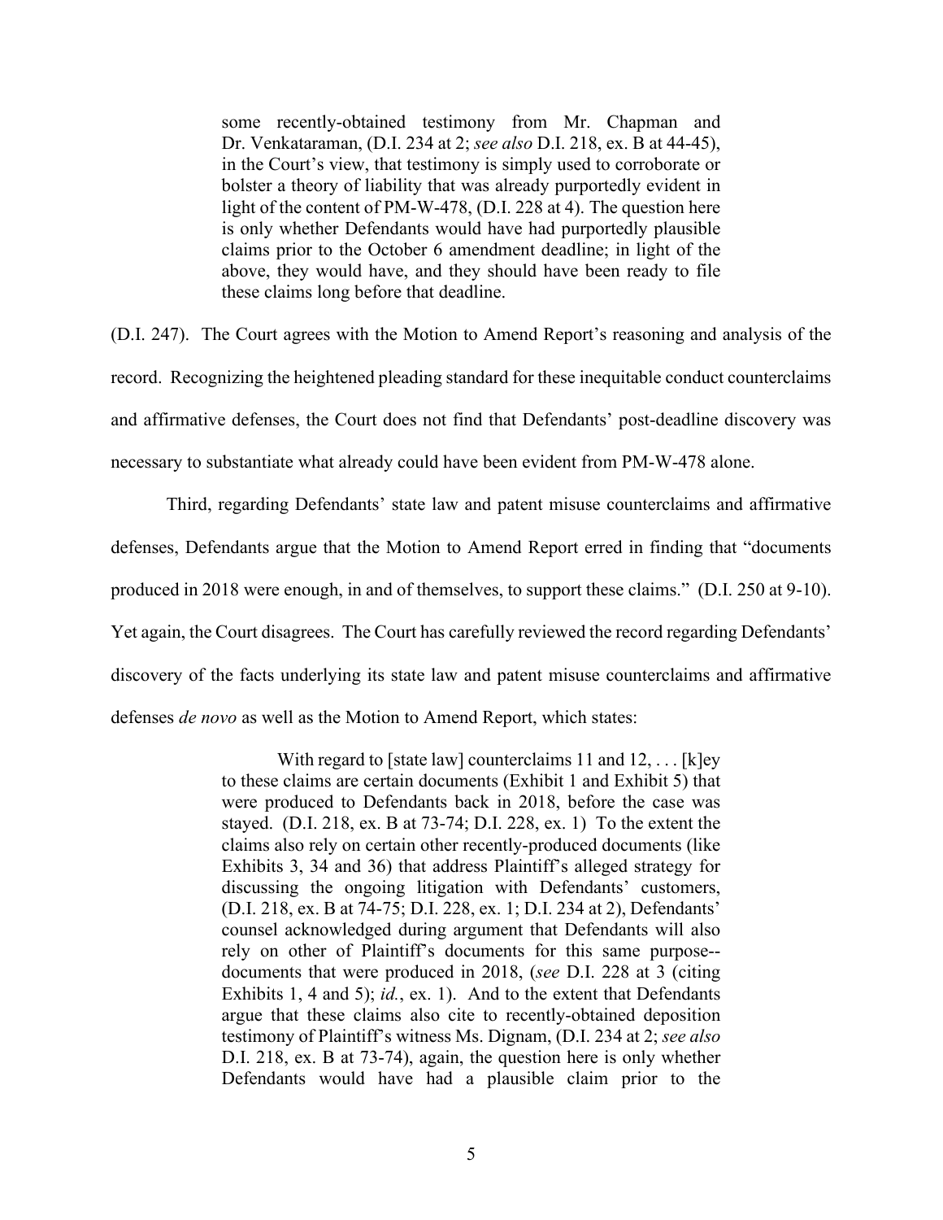> some recently-obtained testimony from Mr. Chapman and Dr. Venkataraman, (D.I. 234 at 2; *see also* D.I. 218, ex. B at 44-45), in the Court's view, that testimony is simply used to corroborate or bolster a theory of liability that was already purportedly evident in light of the content of PM-W-478, (D.I. 228 at 4). The question here is only whether Defendants would have had purportedly plausible claims prior to the October 6 amendment deadline; in light of the above, they would have, and they should have been ready to file these claims long before that deadline.

(D.I. 247). The Court agrees with the Motion to Amend Report's reasoning and analysis of the record. Recognizing the heightened pleading standard for these inequitable conduct counterclaims and affirmative defenses, the Court does not find that Defendants' post-deadline discovery was necessary to substantiate what already could have been evident from PM-W-478 alone.

Third, regarding Defendants' state law and patent misuse counterclaims and affirmative defenses, Defendants argue that the Motion to Amend Report erred in finding that "documents produced in 2018 were enough, in and of themselves, to support these claims." (D.I. 250 at 9-10). Yet again, the Court disagrees. The Court has carefully reviewed the record regarding Defendants' discovery of the facts underlying its state law and patent misuse counterclaims and affirmative defenses *de novo* as well as the Motion to Amend Report, which states:

> With regard to [state law] counterclaims 11 and 12, . . . [k]ey to these claims are certain documents (Exhibit 1 and Exhibit 5) that were produced to Defendants back in 2018, before the case was stayed. (D.I. 218, ex. B at 73-74; D.I. 228, ex. 1) To the extent the claims also rely on certain other recently-produced documents (like Exhibits 3, 34 and 36) that address Plaintiff's alleged strategy for discussing the ongoing litigation with Defendants' customers, (D.I. 218, ex. B at 74-75; D.I. 228, ex. 1; D.I. 234 at 2), Defendants' counsel acknowledged during argument that Defendants will also rely on other of Plaintiff's documents for this same purpose--documents that were produced in 2018, (*see* D.I. 228 at 3 (citing Exhibits 1, 4 and 5); *id.*, ex. 1). And to the extent that Defendants argue that these claims also cite to recently-obtained deposition testimony of Plaintiff's witness Ms. Dignam, (D.I. 234 at 2; *see also* D.I. 218, ex. B at 73-74), again, the question here is only whether Defendants would have had a plausible claim prior to the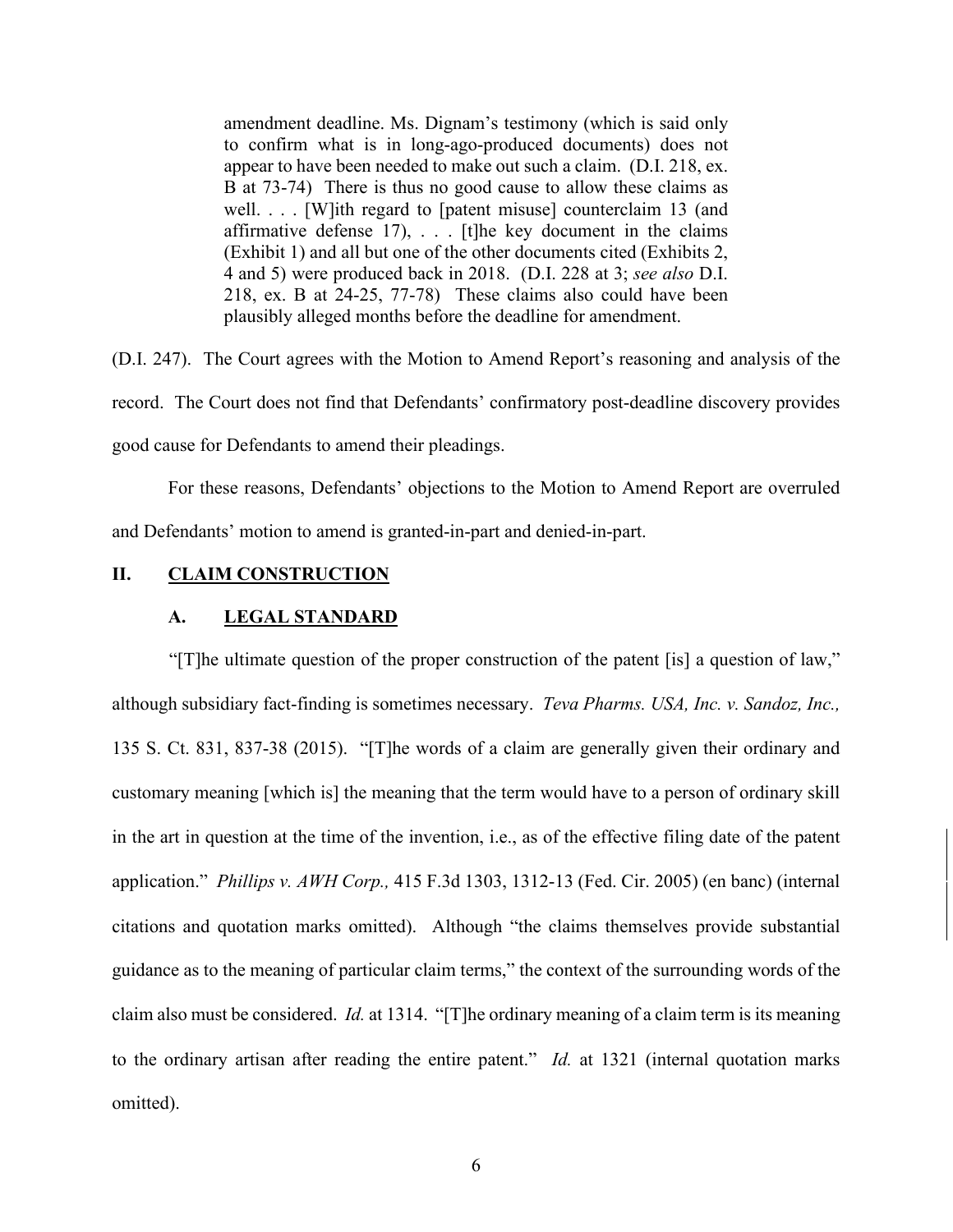> amendment deadline. Ms. Dignam's testimony (which is said only to confirm what is in long-ago-produced documents) does not appear to have been needed to make out such a claim. (D.I. 218, ex. B at 73-74) There is thus no good cause to allow these claims as well. . . . [W]ith regard to [patent misuse] counterclaim 13 (and affirmative defense 17), . . . [t]he key document in the claims (Exhibit 1) and all but one of the other documents cited (Exhibits 2, 4 and 5) were produced back in 2018. (D.I. 228 at 3; *see also* D.I. 218, ex. B at 24-25, 77-78) These claims also could have been plausibly alleged months before the deadline for amendment.

(D.I. 247). The Court agrees with the Motion to Amend Report's reasoning and analysis of the record. The Court does not find that Defendants' confirmatory post-deadline discovery provides good cause for Defendants to amend their pleadings.

For these reasons, Defendants' objections to the Motion to Amend Report are overruled and Defendants' motion to amend is granted-in-part and denied-in-part.

## II. <u>CLAIM CONSTRUCTION</u>

### A. <u>LEGAL STANDARD</u>

"[T]he ultimate question of the proper construction of the patent [is] a question of law," although subsidiary fact-finding is sometimes necessary. *Teva Pharms. USA, Inc. v. Sandoz, Inc.,* 135 S. Ct. 831, 837-38 (2015). "[T]he words of a claim are generally given their ordinary and customary meaning [which is] the meaning that the term would have to a person of ordinary skill in the art in question at the time of the invention, i.e., as of the effective filing date of the patent application." *Phillips v. AWH Corp.,* 415 F.3d 1303, 1312-13 (Fed. Cir. 2005) (en banc) (internal citations and quotation marks omitted). Although "the claims themselves provide substantial guidance as to the meaning of particular claim terms," the context of the surrounding words of the claim also must be considered. *Id.* at 1314. "[T]he ordinary meaning of a claim term is its meaning to the ordinary artisan after reading the entire patent." *Id.* at 1321 (internal quotation marks omitted).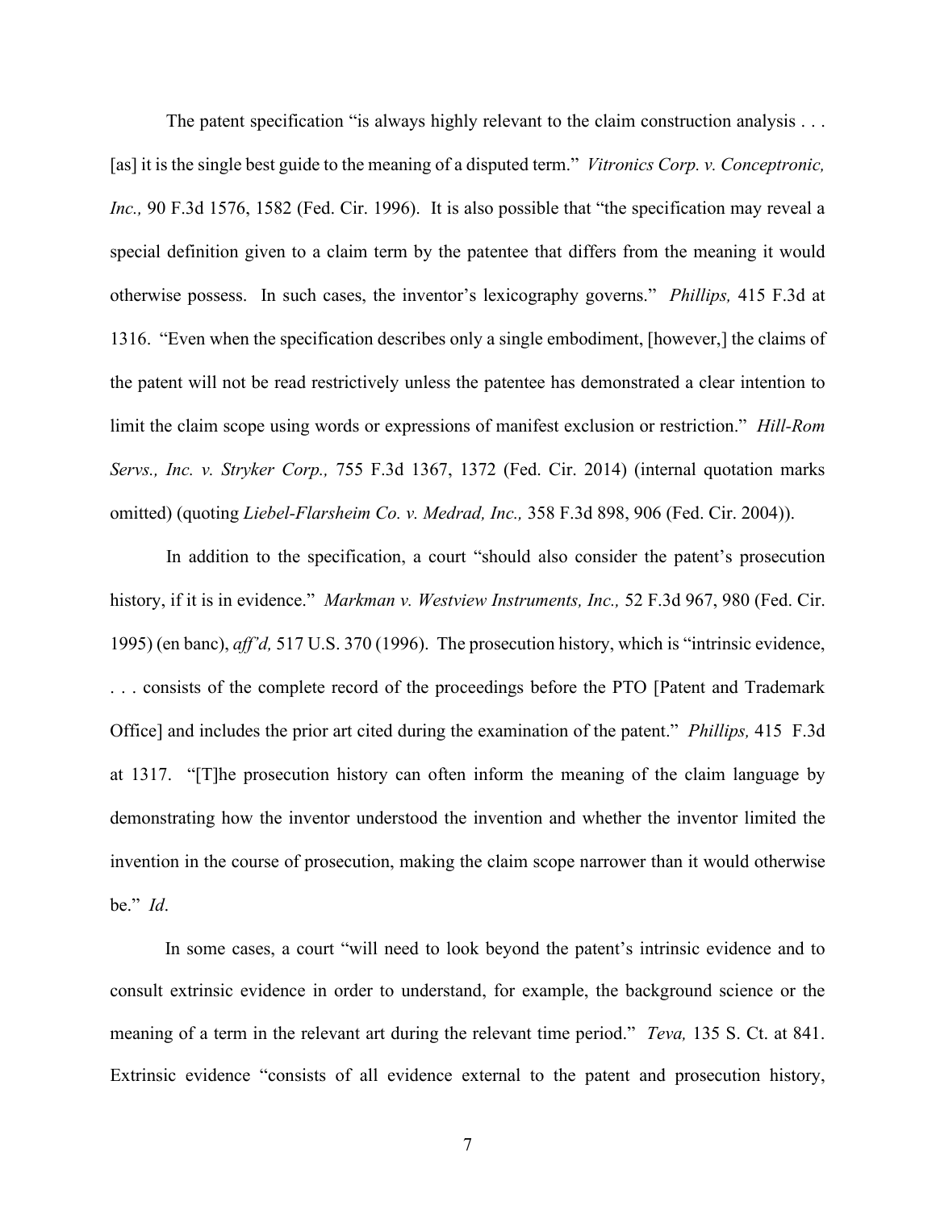The patent specification "is always highly relevant to the claim construction analysis . . . [as] it is the single best guide to the meaning of a disputed term." *Vitronics Corp. v. Conceptronic, Inc.,* 90 F.3d 1576, 1582 (Fed. Cir. 1996). It is also possible that "the specification may reveal a special definition given to a claim term by the patentee that differs from the meaning it would otherwise possess. In such cases, the inventor's lexicography governs." *Phillips,* 415 F.3d at 1316. "Even when the specification describes only a single embodiment, [however,] the claims of the patent will not be read restrictively unless the patentee has demonstrated a clear intention to limit the claim scope using words or expressions of manifest exclusion or restriction." *Hill-Rom Servs., Inc. v. Stryker Corp.,* 755 F.3d 1367, 1372 (Fed. Cir. 2014) (internal quotation marks omitted) (quoting *Liebel-Flarsheim Co. v. Medrad, Inc.,* 358 F.3d 898, 906 (Fed. Cir. 2004)).

In addition to the specification, a court "should also consider the patent's prosecution history, if it is in evidence." *Markman v. Westview Instruments, Inc.,* 52 F.3d 967, 980 (Fed. Cir. 1995) (en banc), *aff'd,* 517 U.S. 370 (1996). The prosecution history, which is "intrinsic evidence, . . . consists of the complete record of the proceedings before the PTO [Patent and Trademark Office] and includes the prior art cited during the examination of the patent." *Phillips,* 415 F.3d at 1317. "[T]he prosecution history can often inform the meaning of the claim language by demonstrating how the inventor understood the invention and whether the inventor limited the invention in the course of prosecution, making the claim scope narrower than it would otherwise be." *Id*.

In some cases, a court "will need to look beyond the patent's intrinsic evidence and to consult extrinsic evidence in order to understand, for example, the background science or the meaning of a term in the relevant art during the relevant time period." *Teva,* 135 S. Ct. at 841. Extrinsic evidence "consists of all evidence external to the patent and prosecution history,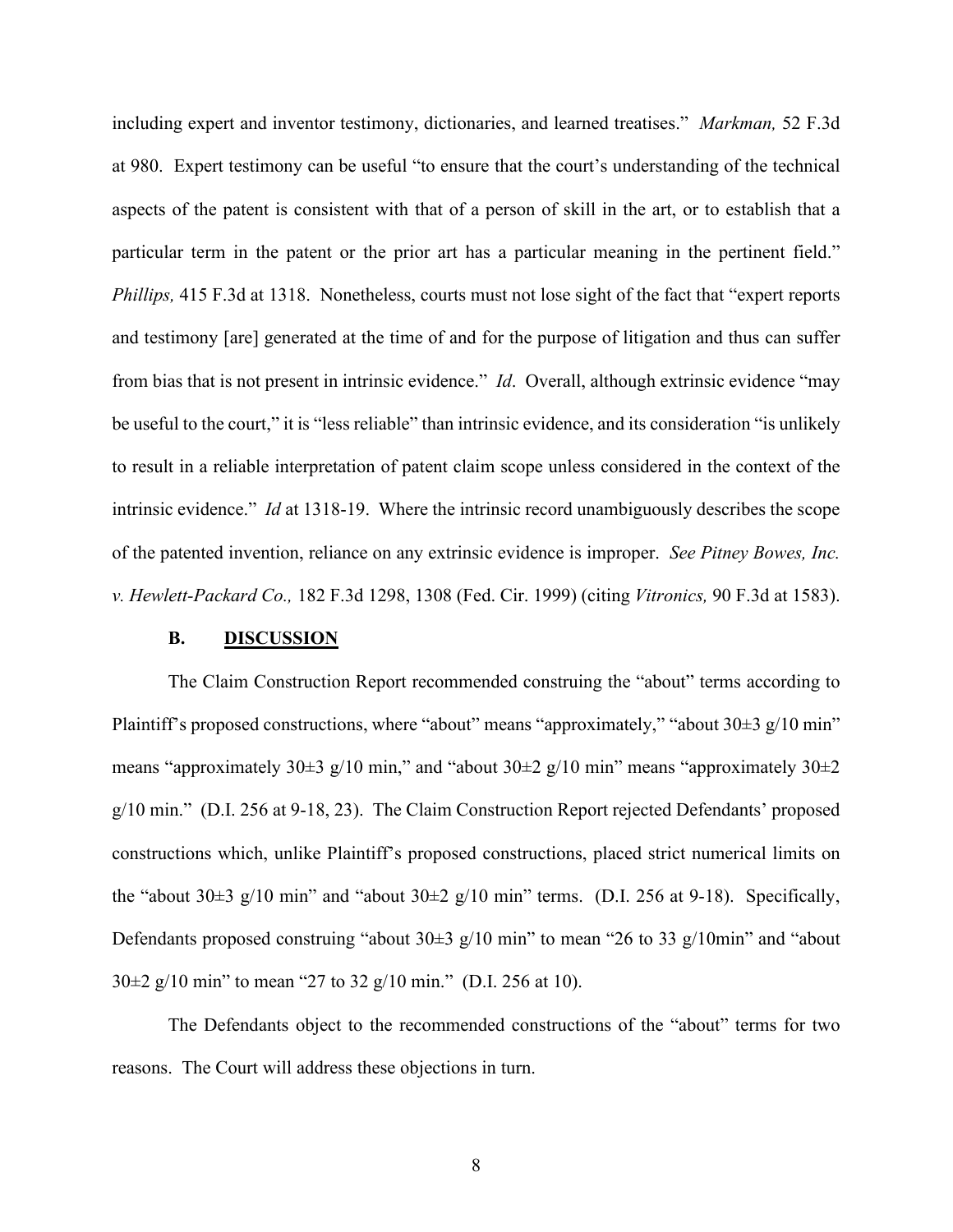including expert and inventor testimony, dictionaries, and learned treatises." *Markman,* 52 F.3d at 980. Expert testimony can be useful "to ensure that the court's understanding of the technical aspects of the patent is consistent with that of a person of skill in the art, or to establish that a particular term in the patent or the prior art has a particular meaning in the pertinent field." *Phillips,* 415 F.3d at 1318. Nonetheless, courts must not lose sight of the fact that "expert reports and testimony [are] generated at the time of and for the purpose of litigation and thus can suffer from bias that is not present in intrinsic evidence." *Id*. Overall, although extrinsic evidence "may be useful to the court," it is "less reliable" than intrinsic evidence, and its consideration "is unlikely to result in a reliable interpretation of patent claim scope unless considered in the context of the intrinsic evidence." *Id* at 1318-19. Where the intrinsic record unambiguously describes the scope of the patented invention, reliance on any extrinsic evidence is improper. *See Pitney Bowes, Inc. v. Hewlett-Packard Co.,* 182 F.3d 1298, 1308 (Fed. Cir. 1999) (citing *Vitronics,* 90 F.3d at 1583).

### B. DISCUSSION

The Claim Construction Report recommended construing the "about" terms according to Plaintiff's proposed constructions, where "about" means "approximately," "about 30±3 g/10 min" means "approximately 30±3 g/10 min," and "about 30±2 g/10 min" means "approximately 30±2 g/10 min." (D.I. 256 at 9-18, 23). The Claim Construction Report rejected Defendants' proposed constructions which, unlike Plaintiff's proposed constructions, placed strict numerical limits on the "about 30±3 g/10 min" and "about 30±2 g/10 min" terms. (D.I. 256 at 9-18). Specifically, Defendants proposed construing "about 30±3 g/10 min" to mean "26 to 33 g/10min" and "about 30±2 g/10 min" to mean "27 to 32 g/10 min." (D.I. 256 at 10).

The Defendants object to the recommended constructions of the "about" terms for two reasons. The Court will address these objections in turn.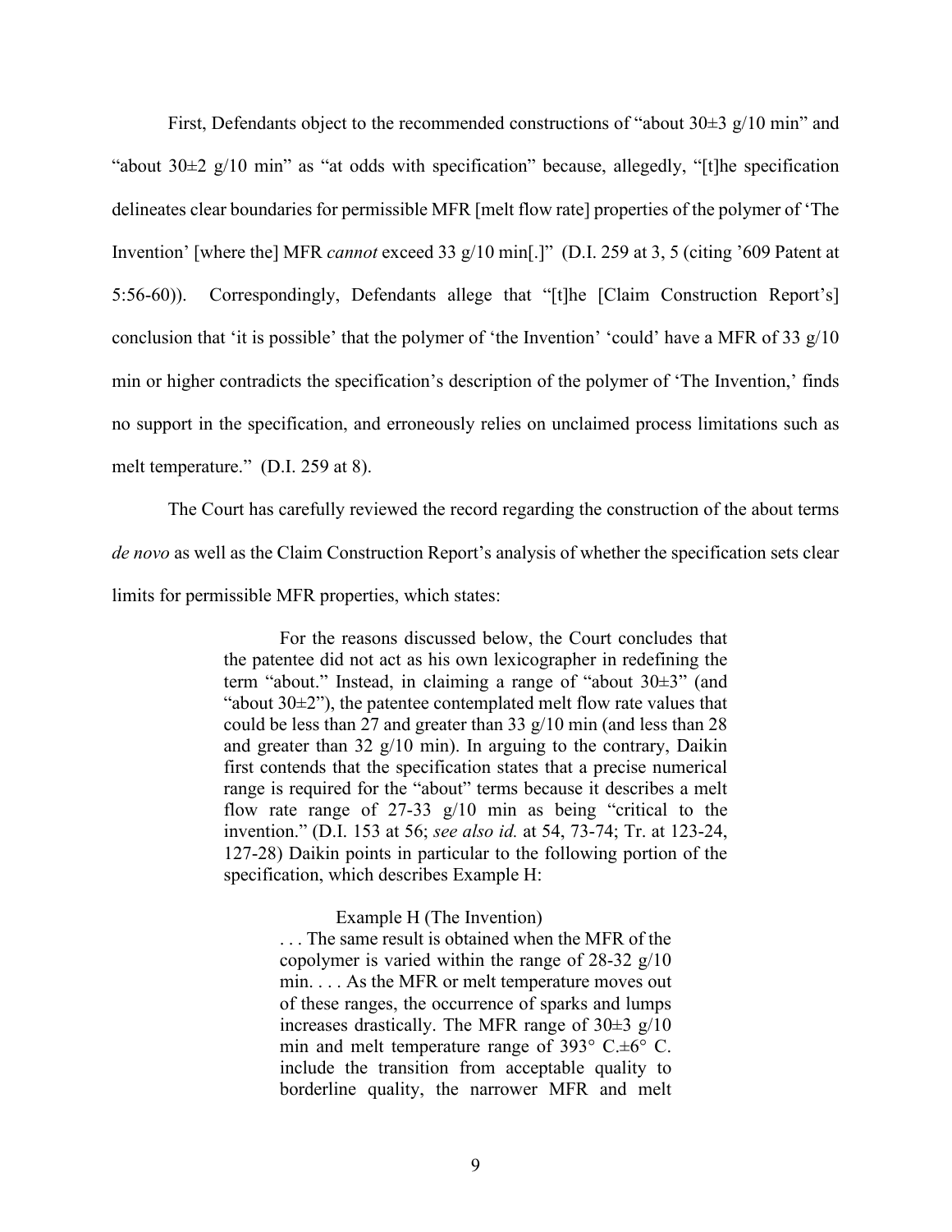First, Defendants object to the recommended constructions of "about 30±3 g/10 min" and "about 30±2 g/10 min" as "at odds with specification" because, allegedly, "[t]he specification delineates clear boundaries for permissible MFR [melt flow rate] properties of the polymer of 'The Invention' [where the] MFR *cannot* exceed 33 g/10 min[.]" (D.I. 259 at 3, 5 (citing '609 Patent at 5:56-60)). Correspondingly, Defendants allege that "[t]he [Claim Construction Report's] conclusion that 'it is possible' that the polymer of 'the Invention' 'could' have a MFR of 33 g/10 min or higher contradicts the specification's description of the polymer of 'The Invention,' finds no support in the specification, and erroneously relies on unclaimed process limitations such as melt temperature." (D.I. 259 at 8).

The Court has carefully reviewed the record regarding the construction of the about terms *de novo* as well as the Claim Construction Report's analysis of whether the specification sets clear limits for permissible MFR properties, which states:

> For the reasons discussed below, the Court concludes that the patentee did not act as his own lexicographer in redefining the term "about." Instead, in claiming a range of "about 30±3" (and "about 30±2"), the patentee contemplated melt flow rate values that could be less than 27 and greater than 33 g/10 min (and less than 28 and greater than 32 g/10 min). In arguing to the contrary, Daikin first contends that the specification states that a precise numerical range is required for the "about" terms because it describes a melt flow rate range of 27-33 g/10 min as being "critical to the invention." (D.I. 153 at 56; *see also id.* at 54, 73-74; Tr. at 123-24, 127-28) Daikin points in particular to the following portion of the specification, which describes Example H:
>
> > Example H (The Invention)
> >
> > . . . The same result is obtained when the MFR of the copolymer is varied within the range of 28-32 g/10 min. . . . As the MFR or melt temperature moves out of these ranges, the occurrence of sparks and lumps increases drastically. The MFR range of 30±3 g/10 min and melt temperature range of 393° C.±6° C. include the transition from acceptable quality to borderline quality, the narrower MFR and melt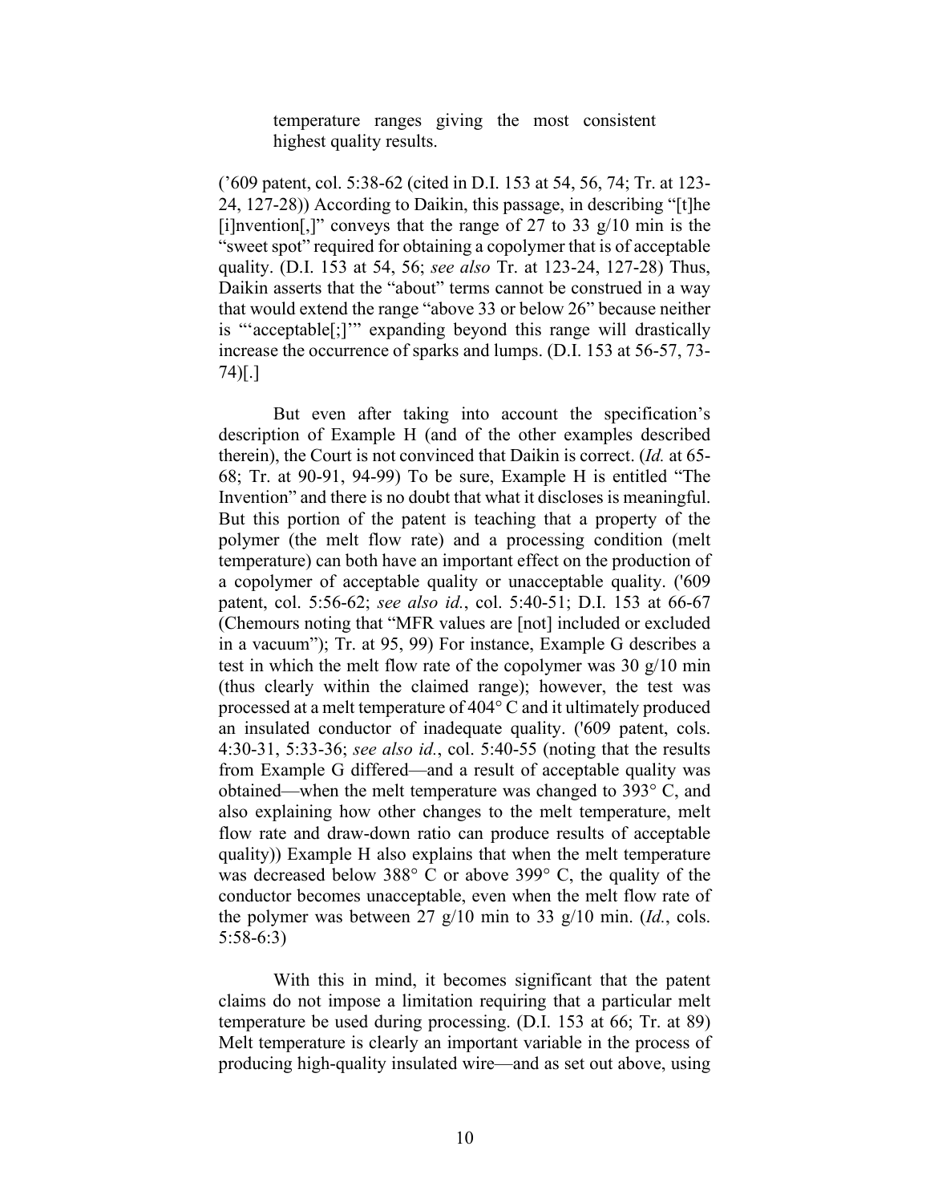> temperature ranges giving the most consistent highest quality results.

('609 patent, col. 5:38-62 (cited in D.I. 153 at 54, 56, 74; Tr. at 123-24, 127-28)) According to Daikin, this passage, in describing "[t]he [i]nvention[,]" conveys that the range of 27 to 33 g/10 min is the "sweet spot" required for obtaining a copolymer that is of acceptable quality. (D.I. 153 at 54, 56; *see also* Tr. at 123-24, 127-28) Thus, Daikin asserts that the "about" terms cannot be construed in a way that would extend the range "above 33 or below 26" because neither is "'acceptable[;]'" expanding beyond this range will drastically increase the occurrence of sparks and lumps. (D.I. 153 at 56-57, 73-74)[.]

But even after taking into account the specification's description of Example H (and of the other examples described therein), the Court is not convinced that Daikin is correct. (*Id.* at 65-68; Tr. at 90-91, 94-99) To be sure, Example H is entitled "The Invention" and there is no doubt that what it discloses is meaningful. But this portion of the patent is teaching that a property of the polymer (the melt flow rate) and a processing condition (melt temperature) can both have an important effect on the production of a copolymer of acceptable quality or unacceptable quality. ('609 patent, col. 5:56-62; *see also id.*, col. 5:40-51; D.I. 153 at 66-67 (Chemours noting that "MFR values are [not] included or excluded in a vacuum"); Tr. at 95, 99) For instance, Example G describes a test in which the melt flow rate of the copolymer was 30 g/10 min (thus clearly within the claimed range); however, the test was processed at a melt temperature of 404° C and it ultimately produced an insulated conductor of inadequate quality. ('609 patent, cols. 4:30-31, 5:33-36; *see also id.*, col. 5:40-55 (noting that the results from Example G differed—and a result of acceptable quality was obtained—when the melt temperature was changed to 393° C, and also explaining how other changes to the melt temperature, melt flow rate and draw-down ratio can produce results of acceptable quality)) Example H also explains that when the melt temperature was decreased below 388° C or above 399° C, the quality of the conductor becomes unacceptable, even when the melt flow rate of the polymer was between 27 g/10 min to 33 g/10 min. (*Id.*, cols. 5:58-6:3)

With this in mind, it becomes significant that the patent claims do not impose a limitation requiring that a particular melt temperature be used during processing. (D.I. 153 at 66; Tr. at 89) Melt temperature is clearly an important variable in the process of producing high-quality insulated wire—and as set out above, using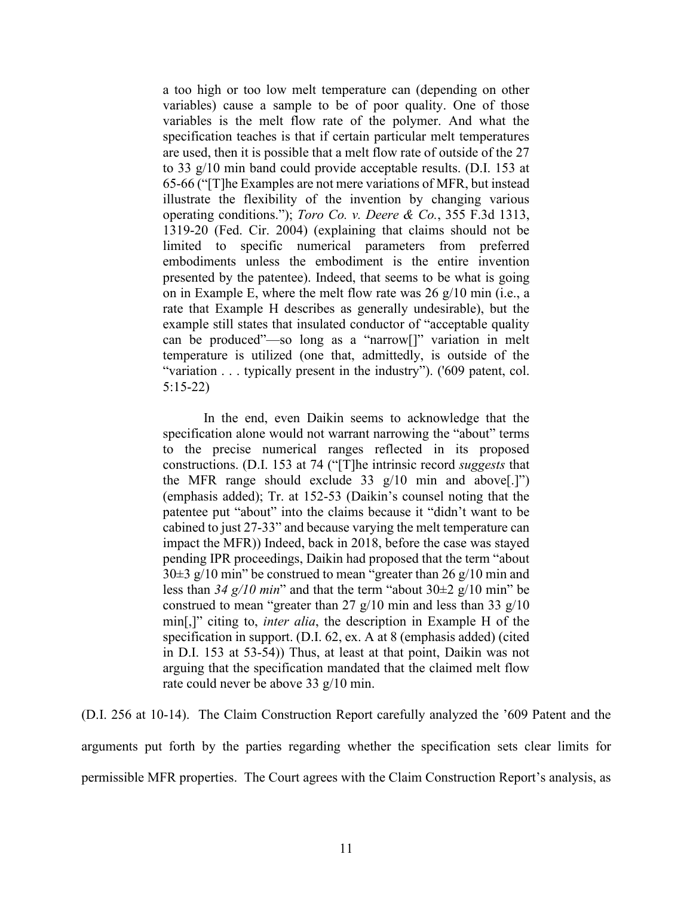> a too high or too low melt temperature can (depending on other variables) cause a sample to be of poor quality. One of those variables is the melt flow rate of the polymer. And what the specification teaches is that if certain particular melt temperatures are used, then it is possible that a melt flow rate of outside of the 27 to 33 g/10 min band could provide acceptable results. (D.I. 153 at 65-66 ("[T]he Examples are not mere variations of MFR, but instead illustrate the flexibility of the invention by changing various operating conditions."); *Toro Co. v. Deere & Co.*, 355 F.3d 1313, 1319-20 (Fed. Cir. 2004) (explaining that claims should not be limited to specific numerical parameters from preferred embodiments unless the embodiment is the entire invention presented by the patentee). Indeed, that seems to be what is going on in Example E, where the melt flow rate was 26 g/10 min (i.e., a rate that Example H describes as generally undesirable), but the example still states that insulated conductor of "acceptable quality can be produced"—so long as a "narrow[]" variation in melt temperature is utilized (one that, admittedly, is outside of the "variation . . . typically present in the industry"). ('609 patent, col. 5:15-22)
>
> In the end, even Daikin seems to acknowledge that the specification alone would not warrant narrowing the "about" terms to the precise numerical ranges reflected in its proposed constructions. (D.I. 153 at 74 ("[T]he intrinsic record *suggests* that the MFR range should exclude 33 g/10 min and above[.]") (emphasis added); Tr. at 152-53 (Daikin's counsel noting that the patentee put "about" into the claims because it "didn't want to be cabined to just 27-33" and because varying the melt temperature can impact the MFR)) Indeed, back in 2018, before the case was stayed pending IPR proceedings, Daikin had proposed that the term "about 30±3 g/10 min" be construed to mean "greater than 26 g/10 min and less than *34 g/10 min*" and that the term "about 30±2 g/10 min" be construed to mean "greater than 27 g/10 min and less than 33 g/10 min[,]" citing to, *inter alia*, the description in Example H of the specification in support. (D.I. 62, ex. A at 8 (emphasis added) (cited in D.I. 153 at 53-54)) Thus, at least at that point, Daikin was not arguing that the specification mandated that the claimed melt flow rate could never be above 33 g/10 min.

(D.I. 256 at 10-14). The Claim Construction Report carefully analyzed the '609 Patent and the arguments put forth by the parties regarding whether the specification sets clear limits for permissible MFR properties. The Court agrees with the Claim Construction Report's analysis, as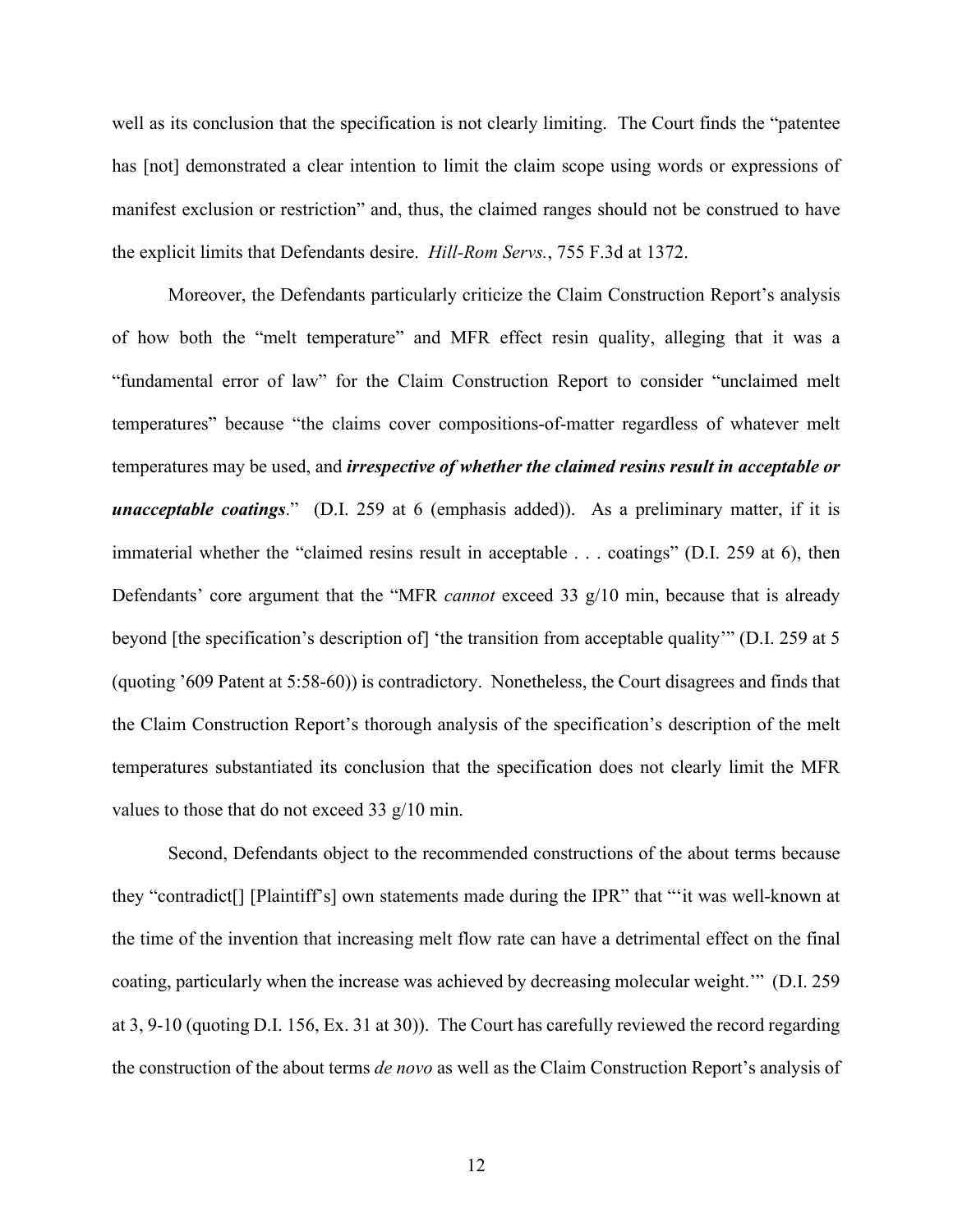well as its conclusion that the specification is not clearly limiting. The Court finds the "patentee has [not] demonstrated a clear intention to limit the claim scope using words or expressions of manifest exclusion or restriction" and, thus, the claimed ranges should not be construed to have the explicit limits that Defendants desire. *Hill-Rom Servs.*, 755 F.3d at 1372.

Moreover, the Defendants particularly criticize the Claim Construction Report's analysis of how both the "melt temperature" and MFR effect resin quality, alleging that it was a "fundamental error of law" for the Claim Construction Report to consider "unclaimed melt temperatures" because "the claims cover compositions-of-matter regardless of whatever melt temperatures may be used, and ***irrespective of whether the claimed resins result in acceptable or unacceptable coatings***." (D.I. 259 at 6 (emphasis added)). As a preliminary matter, if it is immaterial whether the "claimed resins result in acceptable . . . coatings" (D.I. 259 at 6), then Defendants' core argument that the "MFR *cannot* exceed 33 g/10 min, because that is already beyond [the specification's description of] 'the transition from acceptable quality'" (D.I. 259 at 5 (quoting '609 Patent at 5:58-60)) is contradictory. Nonetheless, the Court disagrees and finds that the Claim Construction Report's thorough analysis of the specification's description of the melt temperatures substantiated its conclusion that the specification does not clearly limit the MFR values to those that do not exceed 33 g/10 min.

Second, Defendants object to the recommended constructions of the about terms because they "contradict[] [Plaintiff's] own statements made during the IPR" that "'it was well-known at the time of the invention that increasing melt flow rate can have a detrimental effect on the final coating, particularly when the increase was achieved by decreasing molecular weight.'" (D.I. 259 at 3, 9-10 (quoting D.I. 156, Ex. 31 at 30)). The Court has carefully reviewed the record regarding the construction of the about terms *de novo* as well as the Claim Construction Report's analysis of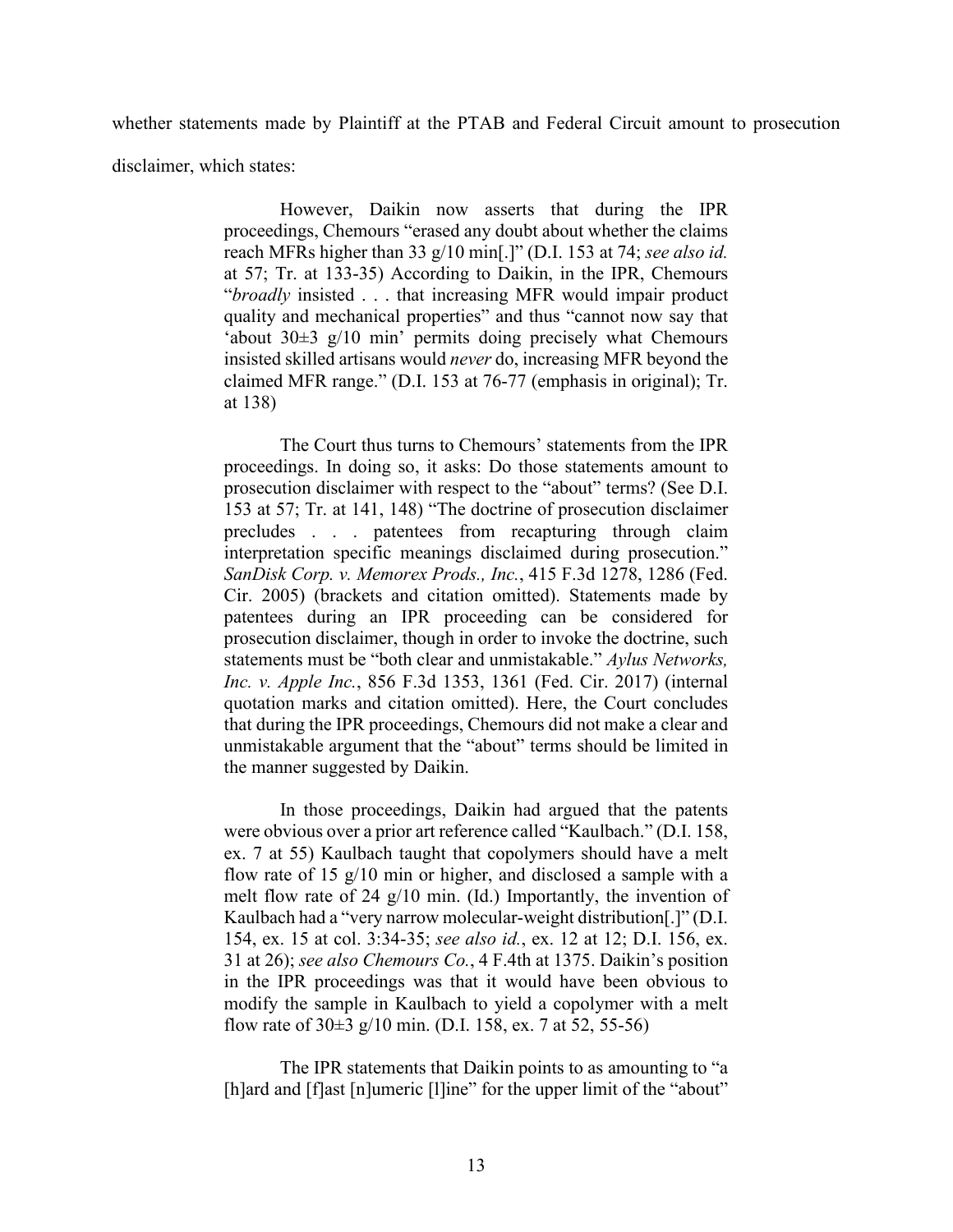whether statements made by Plaintiff at the PTAB and Federal Circuit amount to prosecution disclaimer, which states:

> However, Daikin now asserts that during the IPR proceedings, Chemours "erased any doubt about whether the claims reach MFRs higher than 33 g/10 min[.]" (D.I. 153 at 74; *see also id.* at 57; Tr. at 133-35) According to Daikin, in the IPR, Chemours "*broadly* insisted . . . that increasing MFR would impair product quality and mechanical properties" and thus "cannot now say that 'about 30±3 g/10 min' permits doing precisely what Chemours insisted skilled artisans would *never* do, increasing MFR beyond the claimed MFR range." (D.I. 153 at 76-77 (emphasis in original); Tr. at 138)
>
> The Court thus turns to Chemours' statements from the IPR proceedings. In doing so, it asks: Do those statements amount to prosecution disclaimer with respect to the "about" terms? (See D.I. 153 at 57; Tr. at 141, 148) "The doctrine of prosecution disclaimer precludes . . . patentees from recapturing through claim interpretation specific meanings disclaimed during prosecution." *SanDisk Corp. v. Memorex Prods., Inc.*, 415 F.3d 1278, 1286 (Fed. Cir. 2005) (brackets and citation omitted). Statements made by patentees during an IPR proceeding can be considered for prosecution disclaimer, though in order to invoke the doctrine, such statements must be "both clear and unmistakable." *Aylus Networks, Inc. v. Apple Inc.*, 856 F.3d 1353, 1361 (Fed. Cir. 2017) (internal quotation marks and citation omitted). Here, the Court concludes that during the IPR proceedings, Chemours did not make a clear and unmistakable argument that the "about" terms should be limited in the manner suggested by Daikin.
>
> In those proceedings, Daikin had argued that the patents were obvious over a prior art reference called "Kaulbach." (D.I. 158, ex. 7 at 55) Kaulbach taught that copolymers should have a melt flow rate of 15 g/10 min or higher, and disclosed a sample with a melt flow rate of 24 g/10 min. (Id.) Importantly, the invention of Kaulbach had a "very narrow molecular-weight distribution[.]" (D.I. 154, ex. 15 at col. 3:34-35; *see also id.*, ex. 12 at 12; D.I. 156, ex. 31 at 26); *see also Chemours Co.*, 4 F.4th at 1375. Daikin's position in the IPR proceedings was that it would have been obvious to modify the sample in Kaulbach to yield a copolymer with a melt flow rate of 30±3 g/10 min. (D.I. 158, ex. 7 at 52, 55-56)
>
> The IPR statements that Daikin points to as amounting to "a [h]ard and [f]ast [n]umeric [l]ine" for the upper limit of the "about"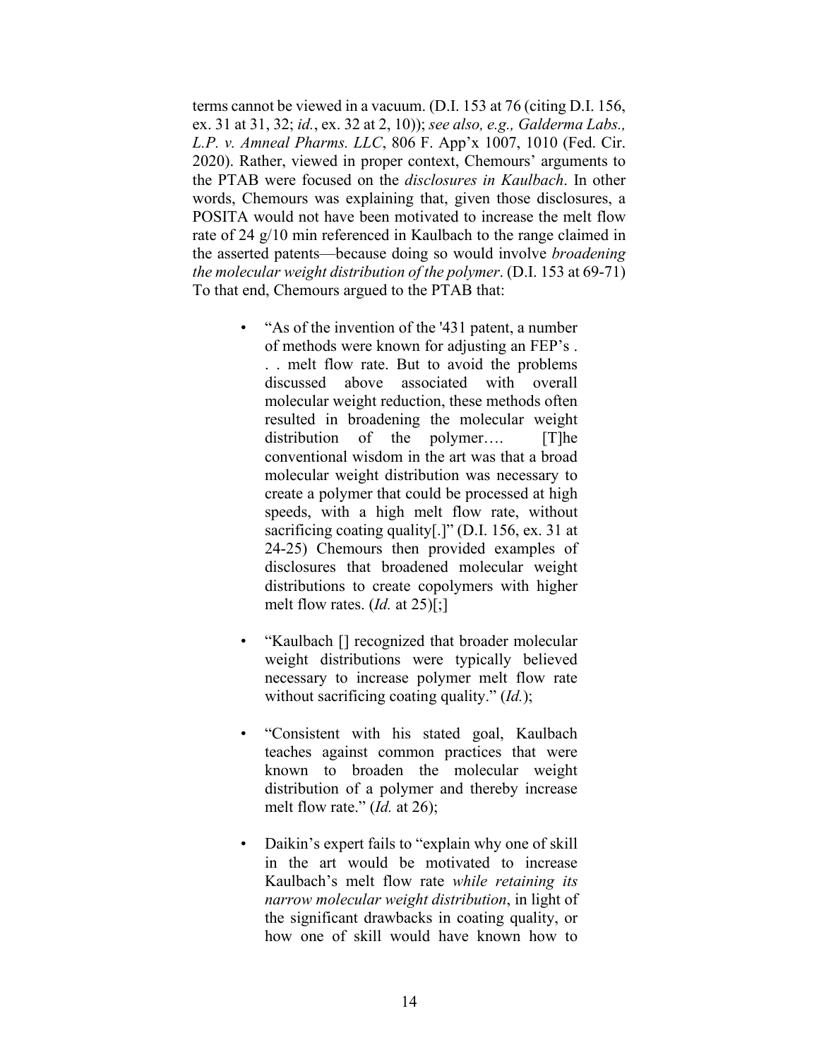terms cannot be viewed in a vacuum. (D.I. 153 at 76 (citing D.I. 156, ex. 31 at 31, 32; *id.*, ex. 32 at 2, 10)); *see also, e.g., Galderma Labs., L.P. v. Amneal Pharms. LLC*, 806 F. App'x 1007, 1010 (Fed. Cir. 2020). Rather, viewed in proper context, Chemours' arguments to the PTAB were focused on the *disclosures in Kaulbach*. In other words, Chemours was explaining that, given those disclosures, a POSITA would not have been motivated to increase the melt flow rate of 24 g/10 min referenced in Kaulbach to the range claimed in the asserted patents—because doing so would involve *broadening the molecular weight distribution of the polymer*. (D.I. 153 at 69-71) To that end, Chemours argued to the PTAB that:

- "As of the invention of the '431 patent, a number of methods were known for adjusting an FEP's . . . melt flow rate. But to avoid the problems discussed above associated with overall molecular weight reduction, these methods often resulted in broadening the molecular weight distribution of the polymer…. [T]he conventional wisdom in the art was that a broad molecular weight distribution was necessary to create a polymer that could be processed at high speeds, with a high melt flow rate, without sacrificing coating quality[.]" (D.I. 156, ex. 31 at 24-25) Chemours then provided examples of disclosures that broadened molecular weight distributions to create copolymers with higher melt flow rates. (*Id.* at 25)[;]

- "Kaulbach [] recognized that broader molecular weight distributions were typically believed necessary to increase polymer melt flow rate without sacrificing coating quality." (*Id.*);

- "Consistent with his stated goal, Kaulbach teaches against common practices that were known to broaden the molecular weight distribution of a polymer and thereby increase melt flow rate." (*Id.* at 26);

- Daikin's expert fails to "explain why one of skill in the art would be motivated to increase Kaulbach's melt flow rate *while retaining its narrow molecular weight distribution*, in light of the significant drawbacks in coating quality, or how one of skill would have known how to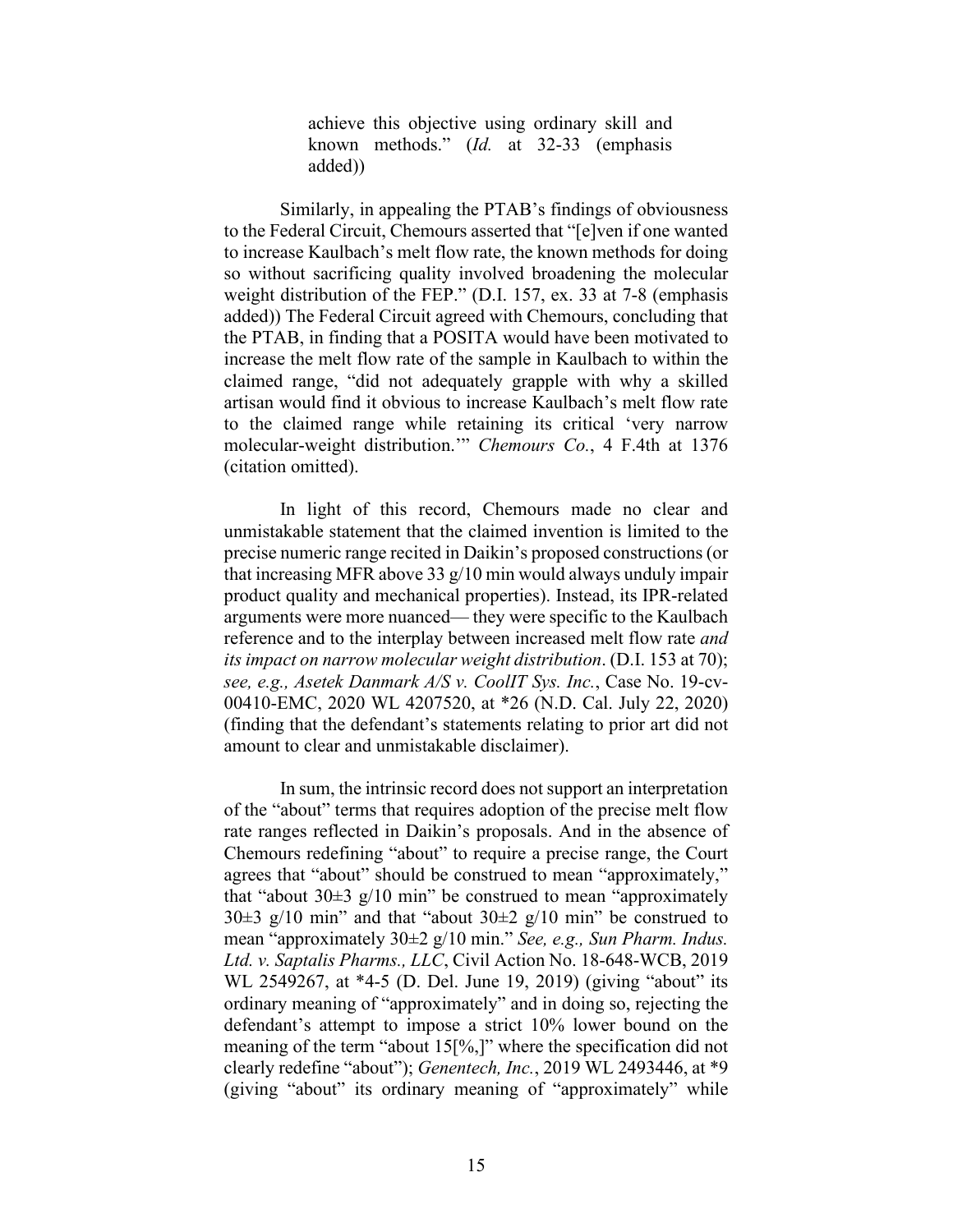> achieve this objective using ordinary skill and known methods." (*Id.* at 32-33 (emphasis added))

Similarly, in appealing the PTAB's findings of obviousness to the Federal Circuit, Chemours asserted that "[e]ven if one wanted to increase Kaulbach's melt flow rate, the known methods for doing so without sacrificing quality involved broadening the molecular weight distribution of the FEP." (D.I. 157, ex. 33 at 7-8 (emphasis added)) The Federal Circuit agreed with Chemours, concluding that the PTAB, in finding that a POSITA would have been motivated to increase the melt flow rate of the sample in Kaulbach to within the claimed range, "did not adequately grapple with why a skilled artisan would find it obvious to increase Kaulbach's melt flow rate to the claimed range while retaining its critical 'very narrow molecular-weight distribution.'" *Chemours Co.*, 4 F.4th at 1376 (citation omitted).

In light of this record, Chemours made no clear and unmistakable statement that the claimed invention is limited to the precise numeric range recited in Daikin's proposed constructions (or that increasing MFR above 33 g/10 min would always unduly impair product quality and mechanical properties). Instead, its IPR-related arguments were more nuanced— they were specific to the Kaulbach reference and to the interplay between increased melt flow rate *and its impact on narrow molecular weight distribution*. (D.I. 153 at 70); *see, e.g., Asetek Danmark A/S v. CoolIT Sys. Inc.*, Case No. 19-cv-00410-EMC, 2020 WL 4207520, at *26 (N.D. Cal. July 22, 2020) (finding that the defendant's statements relating to prior art did not amount to clear and unmistakable disclaimer).

In sum, the intrinsic record does not support an interpretation of the "about" terms that requires adoption of the precise melt flow rate ranges reflected in Daikin's proposals. And in the absence of Chemours redefining "about" to require a precise range, the Court agrees that "about" should be construed to mean "approximately," that "about 30±3 g/10 min" be construed to mean "approximately 30±3 g/10 min" and that "about 30±2 g/10 min" be construed to mean "approximately 30±2 g/10 min." *See, e.g., Sun Pharm. Indus. Ltd. v. Saptalis Pharms., LLC*, Civil Action No. 18-648-WCB, 2019 WL 2549267, at *4-5 (D. Del. June 19, 2019) (giving "about" its ordinary meaning of "approximately" and in doing so, rejecting the defendant's attempt to impose a strict 10% lower bound on the meaning of the term "about 15[%,]" where the specification did not clearly redefine "about"); *Genentech, Inc.*, 2019 WL 2493446, at *9 (giving "about" its ordinary meaning of "approximately" while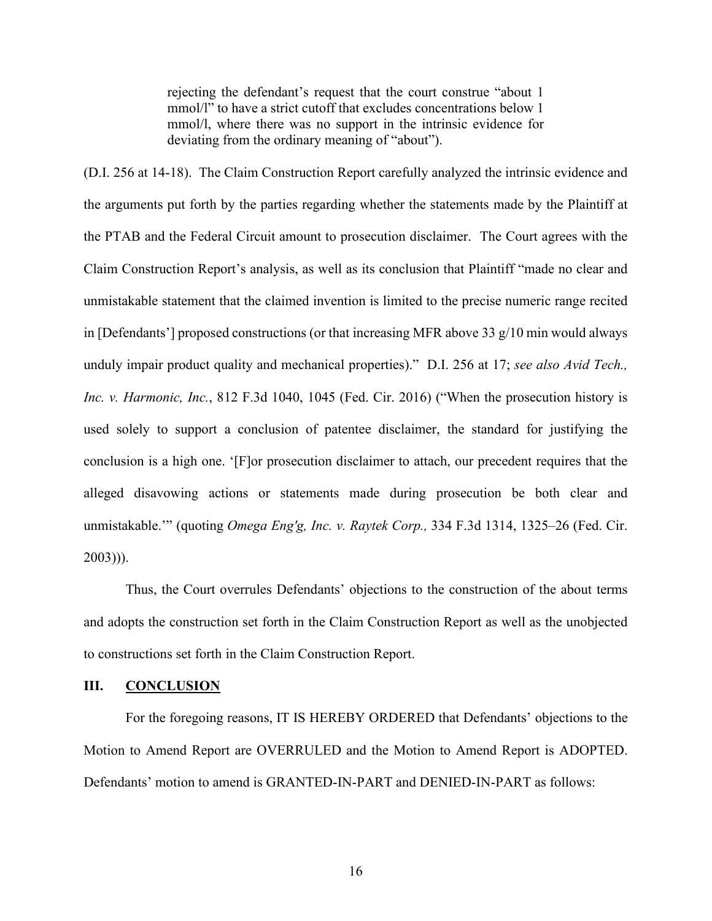> rejecting the defendant's request that the court construe "about 1 mmol/l" to have a strict cutoff that excludes concentrations below 1 mmol/l, where there was no support in the intrinsic evidence for deviating from the ordinary meaning of "about").

(D.I. 256 at 14-18). The Claim Construction Report carefully analyzed the intrinsic evidence and the arguments put forth by the parties regarding whether the statements made by the Plaintiff at the PTAB and the Federal Circuit amount to prosecution disclaimer. The Court agrees with the Claim Construction Report's analysis, as well as its conclusion that Plaintiff "made no clear and unmistakable statement that the claimed invention is limited to the precise numeric range recited in [Defendants'] proposed constructions (or that increasing MFR above 33 g/10 min would always unduly impair product quality and mechanical properties)." D.I. 256 at 17; *see also Avid Tech., Inc. v. Harmonic, Inc.*, 812 F.3d 1040, 1045 (Fed. Cir. 2016) ("When the prosecution history is used solely to support a conclusion of patentee disclaimer, the standard for justifying the conclusion is a high one. '[F]or prosecution disclaimer to attach, our precedent requires that the alleged disavowing actions or statements made during prosecution be both clear and unmistakable.'" (quoting *Omega Eng'g, Inc. v. Raytek Corp.,* 334 F.3d 1314, 1325–26 (Fed. Cir. 2003))).

Thus, the Court overrules Defendants' objections to the construction of the about terms and adopts the construction set forth in the Claim Construction Report as well as the unobjected to constructions set forth in the Claim Construction Report.

## III. CONCLUSION

For the foregoing reasons, IT IS HEREBY ORDERED that Defendants' objections to the Motion to Amend Report are OVERRULED and the Motion to Amend Report is ADOPTED. Defendants' motion to amend is GRANTED-IN-PART and DENIED-IN-PART as follows: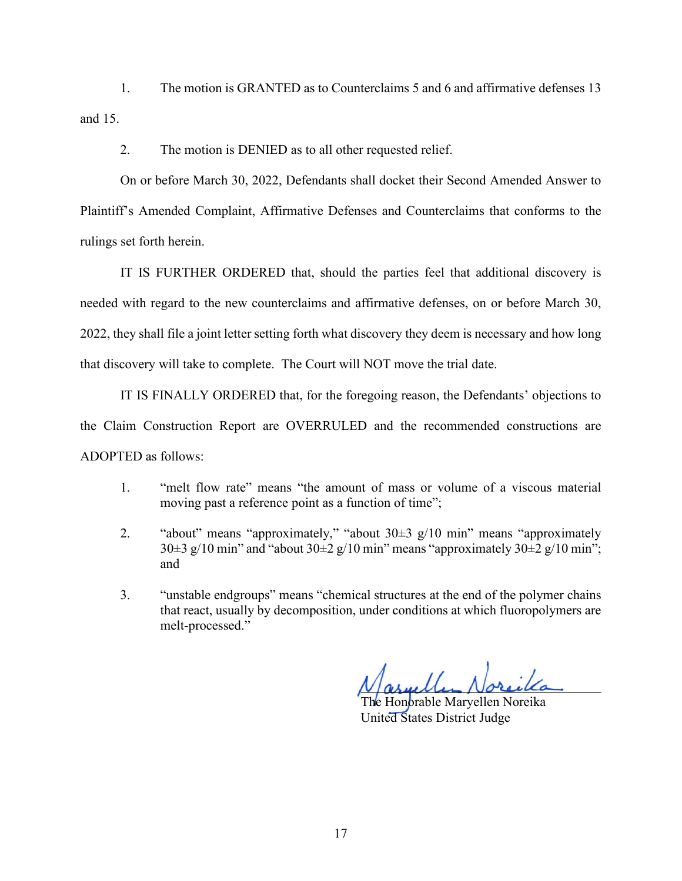1. The motion is GRANTED as to Counterclaims 5 and 6 and affirmative defenses 13 and 15.

2. The motion is DENIED as to all other requested relief.

On or before March 30, 2022, Defendants shall docket their Second Amended Answer to Plaintiff's Amended Complaint, Affirmative Defenses and Counterclaims that conforms to the rulings set forth herein.

IT IS FURTHER ORDERED that, should the parties feel that additional discovery is needed with regard to the new counterclaims and affirmative defenses, on or before March 30, 2022, they shall file a joint letter setting forth what discovery they deem is necessary and how long that discovery will take to complete. The Court will NOT move the trial date.

IT IS FINALLY ORDERED that, for the foregoing reason, the Defendants' objections to the Claim Construction Report are OVERRULED and the recommended constructions are ADOPTED as follows:

1. "melt flow rate" means "the amount of mass or volume of a viscous material moving past a reference point as a function of time";

2. "about" means "approximately," "about 30±3 g/10 min" means "approximately 30±3 g/10 min" and "about 30±2 g/10 min" means "approximately 30±2 g/10 min"; and

3. "unstable endgroups" means "chemical structures at the end of the polymer chains that react, usually by decomposition, under conditions at which fluoropolymers are melt-processed."

The Honorable Maryellen Noreika
United States District Judge